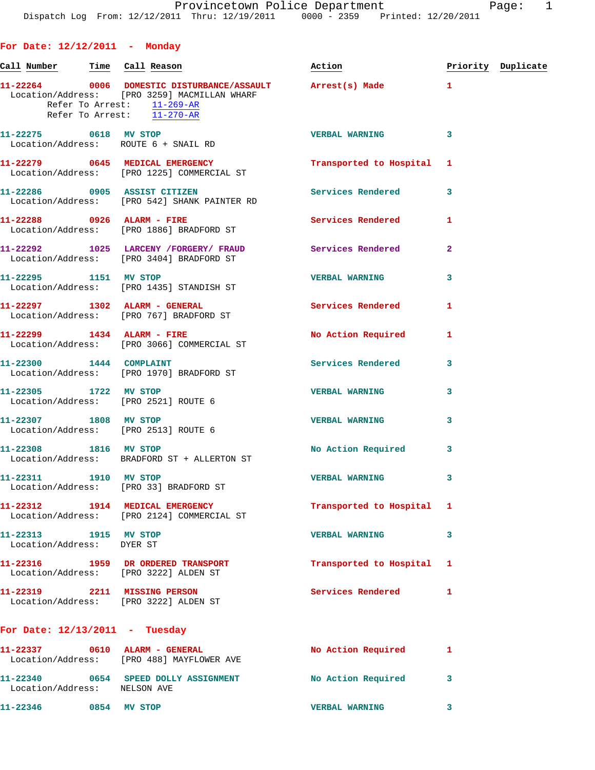Provincetown Police Department
Dispatch Log From: 12/12/2011 Thru: 12/19/2011 0000 - 2359 Printed: 12/20/2011

## For Date: 12/12/2011 - Monday

| Call Number | Time | Call Reason | Action | Priority | Duplicate |
|---|---|---|---|---|---|
| 11-22264 | 0006 | DOMESTIC DISTURBANCE/ASSAULT | Arrest(s) Made | 1 | |
| Location/Address: [PRO 3259] MACMILLAN WHARF<br>Refer To Arrest: 11-269-AR<br>Refer To Arrest: 11-270-AR | | | | | |
| 11-22275 | 0618 | MV STOP | VERBAL WARNING | 3 | |
| Location/Address: ROUTE 6 + SNAIL RD | | | | | |
| 11-22279 | 0645 | MEDICAL EMERGENCY | Transported to Hospital | 1 | |
| Location/Address: [PRO 1225] COMMERCIAL ST | | | | | |
| 11-22286 | 0905 | ASSIST CITIZEN | Services Rendered | 3 | |
| Location/Address: [PRO 542] SHANK PAINTER RD | | | | | |
| 11-22288 | 0926 | ALARM - FIRE | Services Rendered | 1 | |
| Location/Address: [PRO 1886] BRADFORD ST | | | | | |
| 11-22292 | 1025 | LARCENY /FORGERY/ FRAUD | Services Rendered | 2 | |
| Location/Address: [PRO 3404] BRADFORD ST | | | | | |
| 11-22295 | 1151 | MV STOP | VERBAL WARNING | 3 | |
| Location/Address: [PRO 1435] STANDISH ST | | | | | |
| 11-22297 | 1302 | ALARM - GENERAL | Services Rendered | 1 | |
| Location/Address: [PRO 767] BRADFORD ST | | | | | |
| 11-22299 | 1434 | ALARM - FIRE | No Action Required | 1 | |
| Location/Address: [PRO 3066] COMMERCIAL ST | | | | | |
| 11-22300 | 1444 | COMPLAINT | Services Rendered | 3 | |
| Location/Address: [PRO 1970] BRADFORD ST | | | | | |
| 11-22305 | 1722 | MV STOP | VERBAL WARNING | 3 | |
| Location/Address: [PRO 2521] ROUTE 6 | | | | | |
| 11-22307 | 1808 | MV STOP | VERBAL WARNING | 3 | |
| Location/Address: [PRO 2513] ROUTE 6 | | | | | |
| 11-22308 | 1816 | MV STOP | No Action Required | 3 | |
| Location/Address: BRADFORD ST + ALLERTON ST | | | | | |
| 11-22311 | 1910 | MV STOP | VERBAL WARNING | 3 | |
| Location/Address: [PRO 33] BRADFORD ST | | | | | |
| 11-22312 | 1914 | MEDICAL EMERGENCY | Transported to Hospital | 1 | |
| Location/Address: [PRO 2124] COMMERCIAL ST | | | | | |
| 11-22313 | 1915 | MV STOP | VERBAL WARNING | 3 | |
| Location/Address: DYER ST | | | | | |
| 11-22316 | 1959 | DR ORDERED TRANSPORT | Transported to Hospital | 1 | |
| Location/Address: [PRO 3222] ALDEN ST | | | | | |
| 11-22319 | 2211 | MISSING PERSON | Services Rendered | 1 | |
| Location/Address: [PRO 3222] ALDEN ST | | | | | |

## For Date: 12/13/2011 - Tuesday

| Call Number | Time | Call Reason | Action | Priority | Duplicate |
|---|---|---|---|---|---|
| 11-22337 | 0610 | ALARM - GENERAL | No Action Required | 1 | |
| Location/Address: [PRO 488] MAYFLOWER AVE | | | | | |
| 11-22340 | 0654 | SPEED DOLLY ASSIGNMENT | No Action Required | 3 | |
| Location/Address: NELSON AVE | | | | | |
| 11-22346 | 0854 | MV STOP | VERBAL WARNING | 3 | |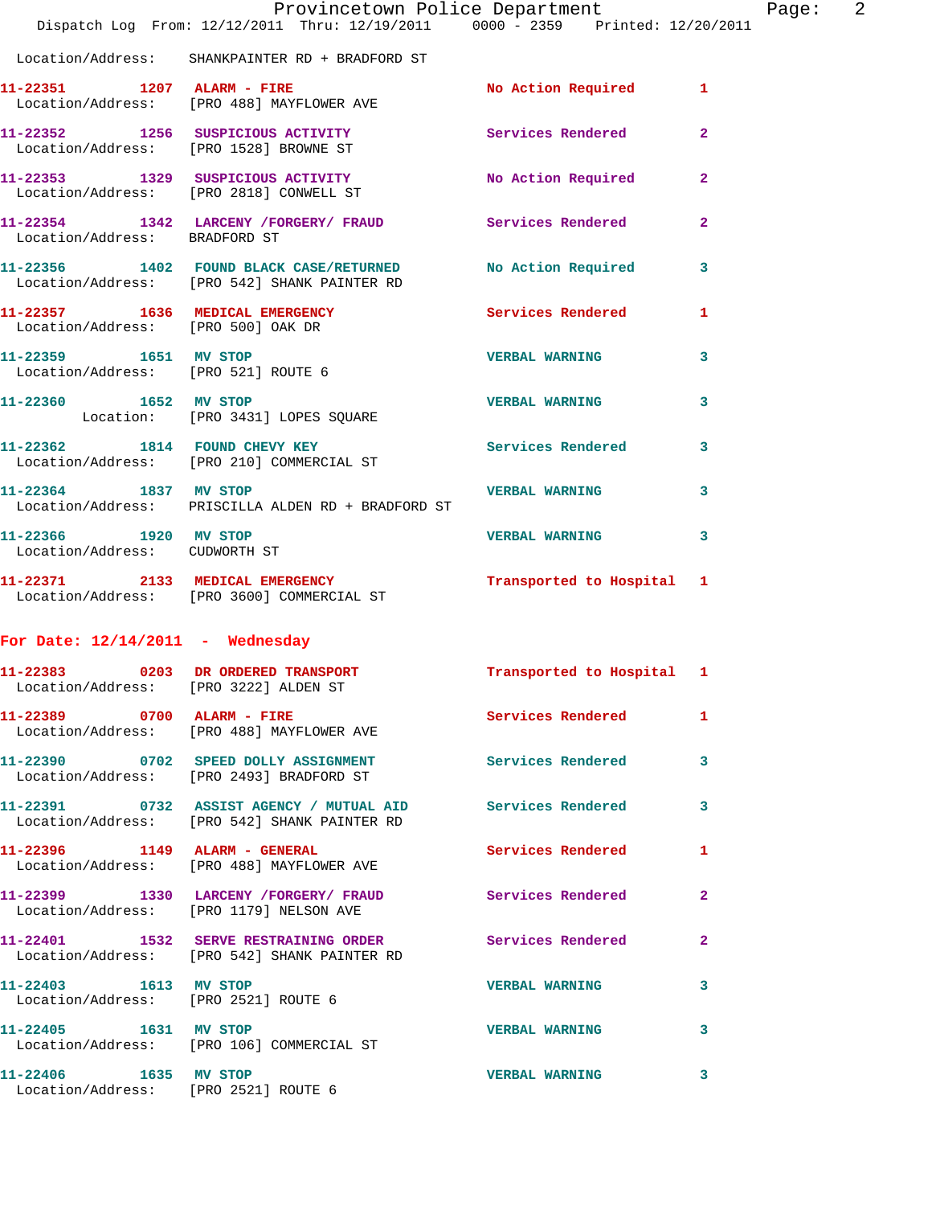Location/Address: SHANKPAINTER RD + BRADFORD ST

| Call # | Time | Call Reason | Action | Priority |
|---|---|---|---|---|
| 11-22351 | 1207 | ALARM - FIRE | No Action Required | 1 |
| | | Location/Address: [PRO 488] MAYFLOWER AVE | | |
| 11-22352 | 1256 | SUSPICIOUS ACTIVITY | Services Rendered | 2 |
| | | Location/Address: [PRO 1528] BROWNE ST | | |
| 11-22353 | 1329 | SUSPICIOUS ACTIVITY | No Action Required | 2 |
| | | Location/Address: [PRO 2818] CONWELL ST | | |
| 11-22354 | 1342 | LARCENY /FORGERY/ FRAUD | Services Rendered | 2 |
| | | Location/Address: BRADFORD ST | | |
| 11-22356 | 1402 | FOUND BLACK CASE/RETURNED | No Action Required | 3 |
| | | Location/Address: [PRO 542] SHANK PAINTER RD | | |
| 11-22357 | 1636 | MEDICAL EMERGENCY | Services Rendered | 1 |
| | | Location/Address: [PRO 500] OAK DR | | |
| 11-22359 | 1651 | MV STOP | VERBAL WARNING | 3 |
| | | Location/Address: [PRO 521] ROUTE 6 | | |
| 11-22360 | 1652 | MV STOP | VERBAL WARNING | 3 |
| | | Location: [PRO 3431] LOPES SQUARE | | |
| 11-22362 | 1814 | FOUND CHEVY KEY | Services Rendered | 3 |
| | | Location/Address: [PRO 210] COMMERCIAL ST | | |
| 11-22364 | 1837 | MV STOP | VERBAL WARNING | 3 |
| | | Location/Address: PRISCILLA ALDEN RD + BRADFORD ST | | |
| 11-22366 | 1920 | MV STOP | VERBAL WARNING | 3 |
| | | Location/Address: CUDWORTH ST | | |
| 11-22371 | 2133 | MEDICAL EMERGENCY | Transported to Hospital | 1 |
| | | Location/Address: [PRO 3600] COMMERCIAL ST | | |

## For Date: 12/14/2011 - Wednesday

| Call # | Time | Call Reason | Action | Priority |
|---|---|---|---|---|
| 11-22383 | 0203 | DR ORDERED TRANSPORT | Transported to Hospital | 1 |
| | | Location/Address: [PRO 3222] ALDEN ST | | |
| 11-22389 | 0700 | ALARM - FIRE | Services Rendered | 1 |
| | | Location/Address: [PRO 488] MAYFLOWER AVE | | |
| 11-22390 | 0702 | SPEED DOLLY ASSIGNMENT | Services Rendered | 3 |
| | | Location/Address: [PRO 2493] BRADFORD ST | | |
| 11-22391 | 0732 | ASSIST AGENCY / MUTUAL AID | Services Rendered | 3 |
| | | Location/Address: [PRO 542] SHANK PAINTER RD | | |
| 11-22396 | 1149 | ALARM - GENERAL | Services Rendered | 1 |
| | | Location/Address: [PRO 488] MAYFLOWER AVE | | |
| 11-22399 | 1330 | LARCENY /FORGERY/ FRAUD | Services Rendered | 2 |
| | | Location/Address: [PRO 1179] NELSON AVE | | |
| 11-22401 | 1532 | SERVE RESTRAINING ORDER | Services Rendered | 2 |
| | | Location/Address: [PRO 542] SHANK PAINTER RD | | |
| 11-22403 | 1613 | MV STOP | VERBAL WARNING | 3 |
| | | Location/Address: [PRO 2521] ROUTE 6 | | |
| 11-22405 | 1631 | MV STOP | VERBAL WARNING | 3 |
| | | Location/Address: [PRO 106] COMMERCIAL ST | | |
| 11-22406 | 1635 | MV STOP | VERBAL WARNING | 3 |
| | | Location/Address: [PRO 2521] ROUTE 6 | | |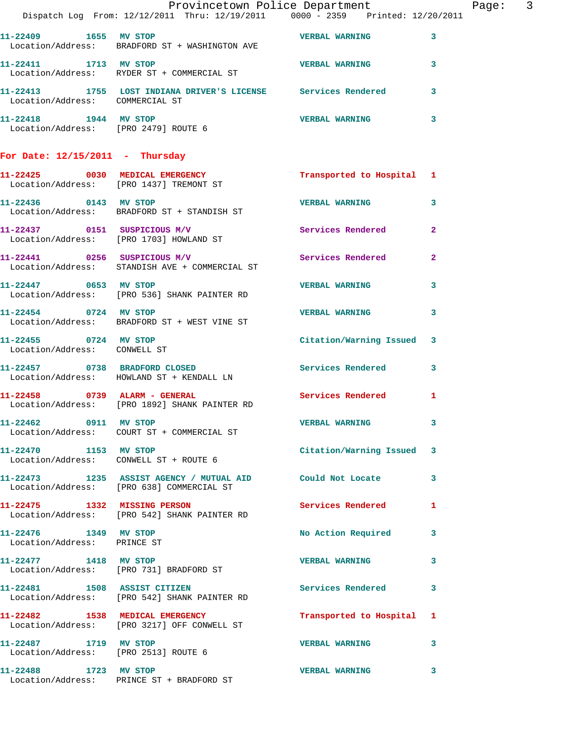11-22409 1655 MV STOP VERBAL WARNING 3
Location/Address: BRADFORD ST + WASHINGTON AVE

11-22411 1713 MV STOP VERBAL WARNING 3
Location/Address: RYDER ST + COMMERCIAL ST

11-22413 1755 LOST INDIANA DRIVER'S LICENSE Services Rendered 3
Location/Address: COMMERCIAL ST

11-22418 1944 MV STOP VERBAL WARNING 3
Location/Address: [PRO 2479] ROUTE 6

## For Date: 12/15/2011 - Thursday

11-22425 0030 MEDICAL EMERGENCY Transported to Hospital 1
Location/Address: [PRO 1437] TREMONT ST

11-22436 0143 MV STOP VERBAL WARNING 3
Location/Address: BRADFORD ST + STANDISH ST

11-22437 0151 SUSPICIOUS M/V Services Rendered 2
Location/Address: [PRO 1703] HOWLAND ST

11-22441 0256 SUSPICIOUS M/V Services Rendered 2
Location/Address: STANDISH AVE + COMMERCIAL ST

11-22447 0653 MV STOP VERBAL WARNING 3
Location/Address: [PRO 536] SHANK PAINTER RD

11-22454 0724 MV STOP VERBAL WARNING 3
Location/Address: BRADFORD ST + WEST VINE ST

11-22455 0724 MV STOP Citation/Warning Issued 3
Location/Address: CONWELL ST

11-22457 0738 BRADFORD CLOSED Services Rendered 3
Location/Address: HOWLAND ST + KENDALL LN

11-22458 0739 ALARM - GENERAL Services Rendered 1
Location/Address: [PRO 1892] SHANK PAINTER RD

11-22462 0911 MV STOP VERBAL WARNING 3
Location/Address: COURT ST + COMMERCIAL ST

11-22470 1153 MV STOP Citation/Warning Issued 3
Location/Address: CONWELL ST + ROUTE 6

11-22473 1235 ASSIST AGENCY / MUTUAL AID Could Not Locate 3
Location/Address: [PRO 638] COMMERCIAL ST

11-22475 1332 MISSING PERSON Services Rendered 1
Location/Address: [PRO 542] SHANK PAINTER RD

11-22476 1349 MV STOP No Action Required 3
Location/Address: PRINCE ST

11-22477 1418 MV STOP VERBAL WARNING 3
Location/Address: [PRO 731] BRADFORD ST

11-22481 1508 ASSIST CITIZEN Services Rendered 3
Location/Address: [PRO 542] SHANK PAINTER RD

11-22482 1538 MEDICAL EMERGENCY Transported to Hospital 1
Location/Address: [PRO 3217] OFF CONWELL ST

11-22487 1719 MV STOP VERBAL WARNING 3
Location/Address: [PRO 2513] ROUTE 6

11-22488 1723 MV STOP VERBAL WARNING 3
Location/Address: PRINCE ST + BRADFORD ST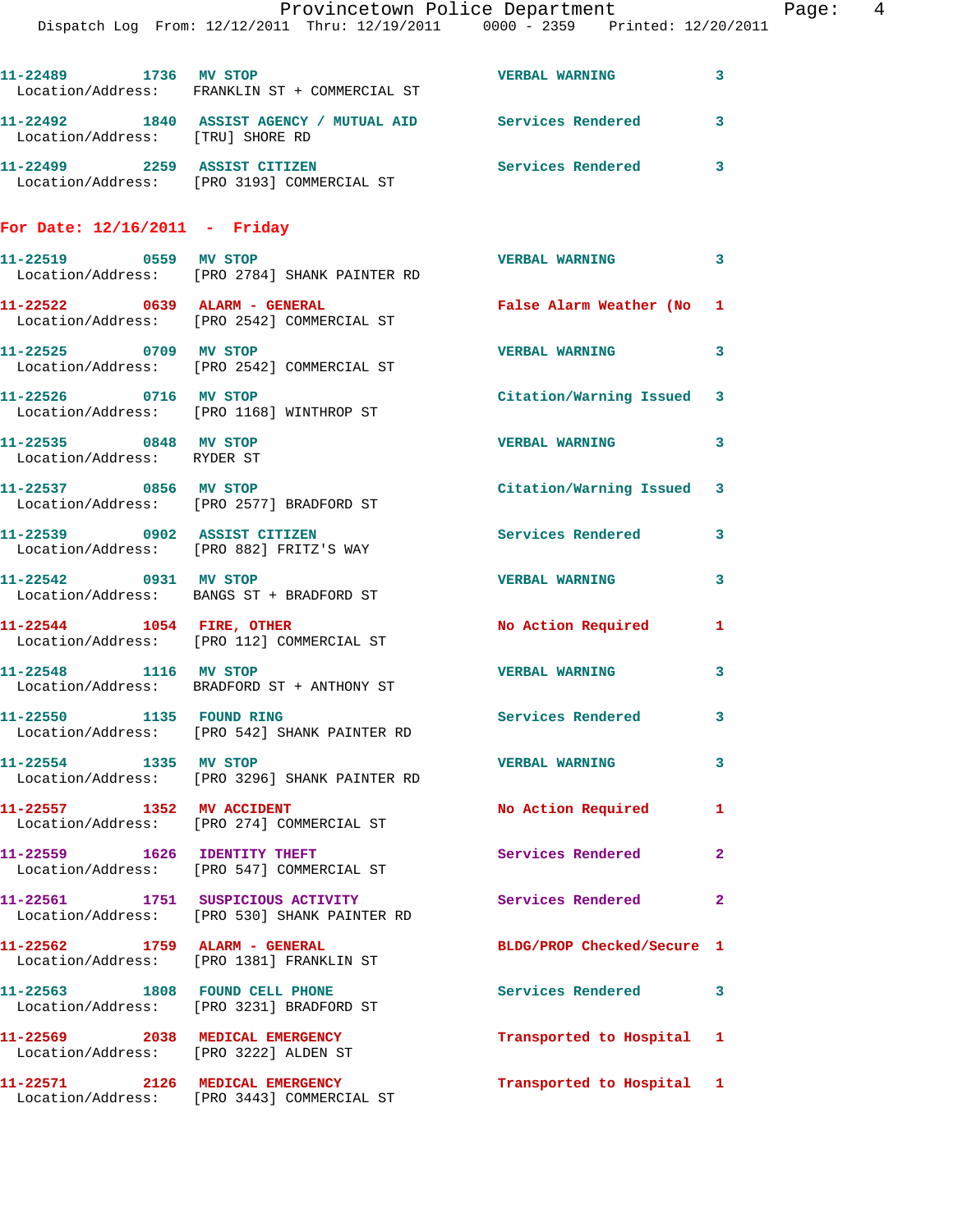11-22489 1736 MV STOP VERBAL WARNING 3
Location/Address: FRANKLIN ST + COMMERCIAL ST

11-22492 1840 ASSIST AGENCY / MUTUAL AID Services Rendered 3
Location/Address: [TRU] SHORE RD

11-22499 2259 ASSIST CITIZEN Services Rendered 3
Location/Address: [PRO 3193] COMMERCIAL ST

## For Date: 12/16/2011 - Friday

11-22519 0559 MV STOP VERBAL WARNING 3
Location/Address: [PRO 2784] SHANK PAINTER RD

11-22522 0639 ALARM - GENERAL False Alarm Weather (No 1
Location/Address: [PRO 2542] COMMERCIAL ST

11-22525 0709 MV STOP VERBAL WARNING 3
Location/Address: [PRO 2542] COMMERCIAL ST

11-22526 0716 MV STOP Citation/Warning Issued 3
Location/Address: [PRO 1168] WINTHROP ST

11-22535 0848 MV STOP VERBAL WARNING 3
Location/Address: RYDER ST

11-22537 0856 MV STOP Citation/Warning Issued 3
Location/Address: [PRO 2577] BRADFORD ST

11-22539 0902 ASSIST CITIZEN Services Rendered 3
Location/Address: [PRO 882] FRITZ'S WAY

11-22542 0931 MV STOP VERBAL WARNING 3
Location/Address: BANGS ST + BRADFORD ST

11-22544 1054 FIRE, OTHER No Action Required 1
Location/Address: [PRO 112] COMMERCIAL ST

11-22548 1116 MV STOP VERBAL WARNING 3
Location/Address: BRADFORD ST + ANTHONY ST

11-22550 1135 FOUND RING Services Rendered 3
Location/Address: [PRO 542] SHANK PAINTER RD

11-22554 1335 MV STOP VERBAL WARNING 3
Location/Address: [PRO 3296] SHANK PAINTER RD

11-22557 1352 MV ACCIDENT No Action Required 1
Location/Address: [PRO 274] COMMERCIAL ST

11-22559 1626 IDENTITY THEFT Services Rendered 2
Location/Address: [PRO 547] COMMERCIAL ST

11-22561 1751 SUSPICIOUS ACTIVITY Services Rendered 2
Location/Address: [PRO 530] SHANK PAINTER RD

11-22562 1759 ALARM - GENERAL BLDG/PROP Checked/Secure 1
Location/Address: [PRO 1381] FRANKLIN ST

11-22563 1808 FOUND CELL PHONE Services Rendered 3
Location/Address: [PRO 3231] BRADFORD ST

11-22569 2038 MEDICAL EMERGENCY Transported to Hospital 1
Location/Address: [PRO 3222] ALDEN ST

11-22571 2126 MEDICAL EMERGENCY Transported to Hospital 1
Location/Address: [PRO 3443] COMMERCIAL ST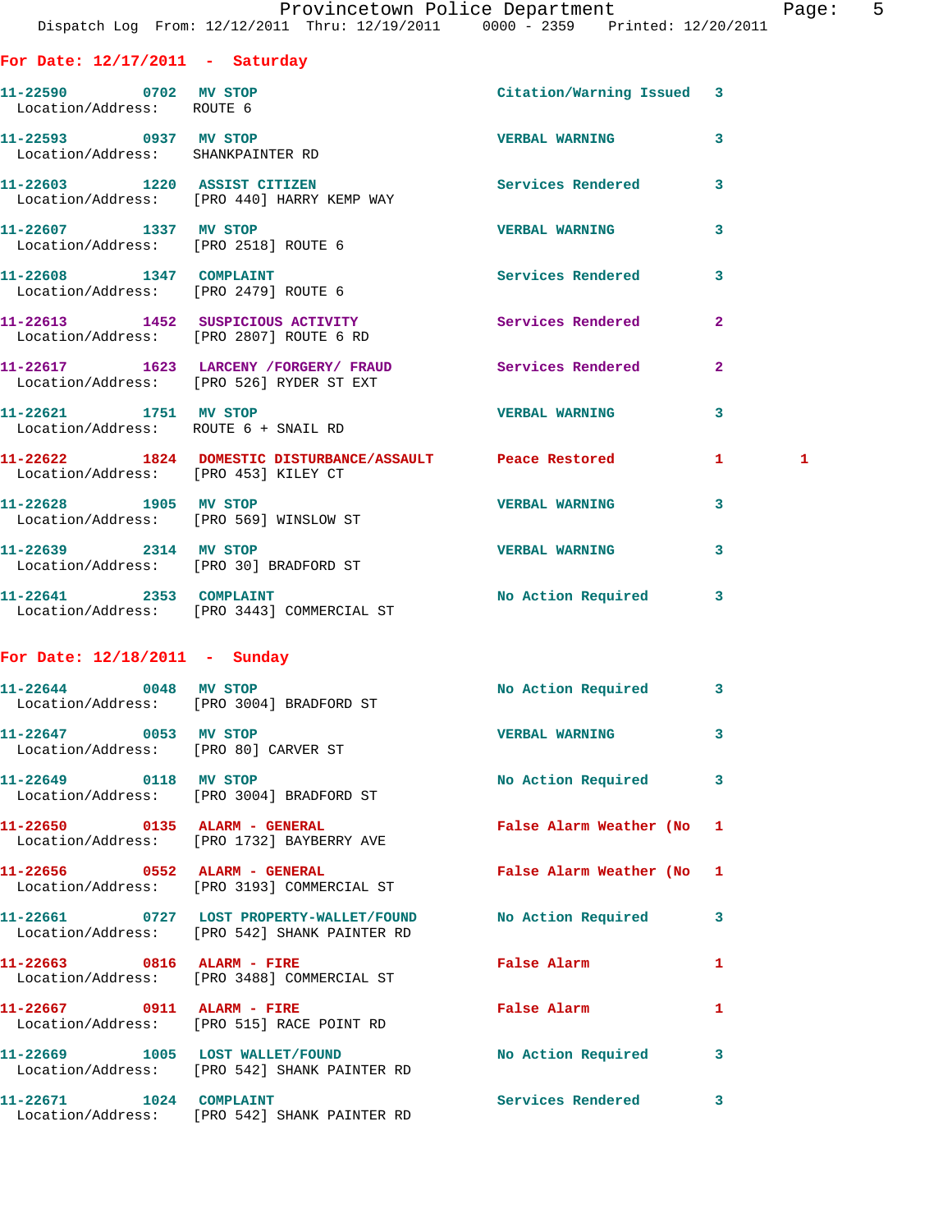## For Date: 12/17/2011 - Saturday

| Call # | Time | Call Type | Location/Address | Disposition | Priority | |
|---|---|---|---|---|---|---|
| 11-22590 | 0702 | MV STOP | ROUTE 6 | Citation/Warning Issued | 3 | |
| 11-22593 | 0937 | MV STOP | SHANKPAINTER RD | VERBAL WARNING | 3 | |
| 11-22603 | 1220 | ASSIST CITIZEN | [PRO 440] HARRY KEMP WAY | Services Rendered | 3 | |
| 11-22607 | 1337 | MV STOP | [PRO 2518] ROUTE 6 | VERBAL WARNING | 3 | |
| 11-22608 | 1347 | COMPLAINT | [PRO 2479] ROUTE 6 | Services Rendered | 3 | |
| 11-22613 | 1452 | SUSPICIOUS ACTIVITY | [PRO 2807] ROUTE 6 RD | Services Rendered | 2 | |
| 11-22617 | 1623 | LARCENY /FORGERY/ FRAUD | [PRO 526] RYDER ST EXT | Services Rendered | 2 | |
| 11-22621 | 1751 | MV STOP | ROUTE 6 + SNAIL RD | VERBAL WARNING | 3 | |
| 11-22622 | 1824 | DOMESTIC DISTURBANCE/ASSAULT | [PRO 453] KILEY CT | Peace Restored | 1 | 1 |
| 11-22628 | 1905 | MV STOP | [PRO 569] WINSLOW ST | VERBAL WARNING | 3 | |
| 11-22639 | 2314 | MV STOP | [PRO 30] BRADFORD ST | VERBAL WARNING | 3 | |
| 11-22641 | 2353 | COMPLAINT | [PRO 3443] COMMERCIAL ST | No Action Required | 3 | |

## For Date: 12/18/2011 - Sunday

| Call # | Time | Call Type | Location/Address | Disposition | Priority |
|---|---|---|---|---|---|
| 11-22644 | 0048 | MV STOP | [PRO 3004] BRADFORD ST | No Action Required | 3 |
| 11-22647 | 0053 | MV STOP | [PRO 80] CARVER ST | VERBAL WARNING | 3 |
| 11-22649 | 0118 | MV STOP | [PRO 3004] BRADFORD ST | No Action Required | 3 |
| 11-22650 | 0135 | ALARM - GENERAL | [PRO 1732] BAYBERRY AVE | False Alarm Weather (No | 1 |
| 11-22656 | 0552 | ALARM - GENERAL | [PRO 3193] COMMERCIAL ST | False Alarm Weather (No | 1 |
| 11-22661 | 0727 | LOST PROPERTY-WALLET/FOUND | [PRO 542] SHANK PAINTER RD | No Action Required | 3 |
| 11-22663 | 0816 | ALARM - FIRE | [PRO 3488] COMMERCIAL ST | False Alarm | 1 |
| 11-22667 | 0911 | ALARM - FIRE | [PRO 515] RACE POINT RD | False Alarm | 1 |
| 11-22669 | 1005 | LOST WALLET/FOUND | [PRO 542] SHANK PAINTER RD | No Action Required | 3 |
| 11-22671 | 1024 | COMPLAINT | [PRO 542] SHANK PAINTER RD | Services Rendered | 3 |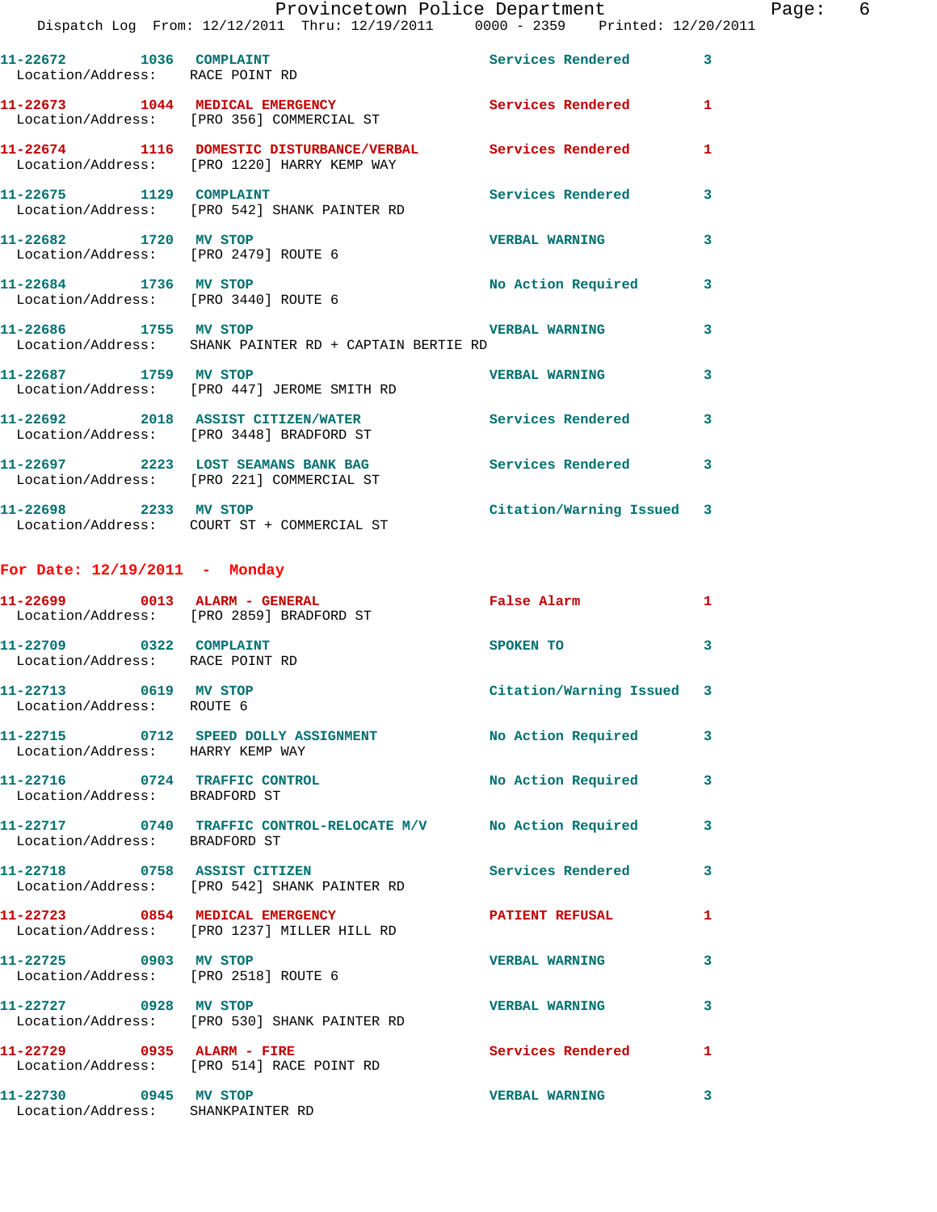11-22672 1036 COMPLAINT Services Rendered 3
Location/Address: RACE POINT RD

11-22673 1044 MEDICAL EMERGENCY Services Rendered 1
Location/Address: [PRO 356] COMMERCIAL ST

11-22674 1116 DOMESTIC DISTURBANCE/VERBAL Services Rendered 1
Location/Address: [PRO 1220] HARRY KEMP WAY

11-22675 1129 COMPLAINT Services Rendered 3
Location/Address: [PRO 542] SHANK PAINTER RD

11-22682 1720 MV STOP VERBAL WARNING 3
Location/Address: [PRO 2479] ROUTE 6

11-22684 1736 MV STOP No Action Required 3
Location/Address: [PRO 3440] ROUTE 6

11-22686 1755 MV STOP VERBAL WARNING 3
Location/Address: SHANK PAINTER RD + CAPTAIN BERTIE RD

11-22687 1759 MV STOP VERBAL WARNING 3
Location/Address: [PRO 447] JEROME SMITH RD

11-22692 2018 ASSIST CITIZEN/WATER Services Rendered 3
Location/Address: [PRO 3448] BRADFORD ST

11-22697 2223 LOST SEAMANS BANK BAG Services Rendered 3
Location/Address: [PRO 221] COMMERCIAL ST

11-22698 2233 MV STOP Citation/Warning Issued 3
Location/Address: COURT ST + COMMERCIAL ST

**For Date: 12/19/2011 - Monday**

11-22699 0013 ALARM - GENERAL False Alarm 1
Location/Address: [PRO 2859] BRADFORD ST

11-22709 0322 COMPLAINT SPOKEN TO 3
Location/Address: RACE POINT RD

11-22713 0619 MV STOP Citation/Warning Issued 3
Location/Address: ROUTE 6

11-22715 0712 SPEED DOLLY ASSIGNMENT No Action Required 3
Location/Address: HARRY KEMP WAY

11-22716 0724 TRAFFIC CONTROL No Action Required 3
Location/Address: BRADFORD ST

11-22717 0740 TRAFFIC CONTROL-RELOCATE M/V No Action Required 3
Location/Address: BRADFORD ST

11-22718 0758 ASSIST CITIZEN Services Rendered 3
Location/Address: [PRO 542] SHANK PAINTER RD

11-22723 0854 MEDICAL EMERGENCY PATIENT REFUSAL 1
Location/Address: [PRO 1237] MILLER HILL RD

11-22725 0903 MV STOP VERBAL WARNING 3
Location/Address: [PRO 2518] ROUTE 6

11-22727 0928 MV STOP VERBAL WARNING 3
Location/Address: [PRO 530] SHANK PAINTER RD

11-22729 0935 ALARM - FIRE Services Rendered 1
Location/Address: [PRO 514] RACE POINT RD

11-22730 0945 MV STOP VERBAL WARNING 3
Location/Address: SHANKPAINTER RD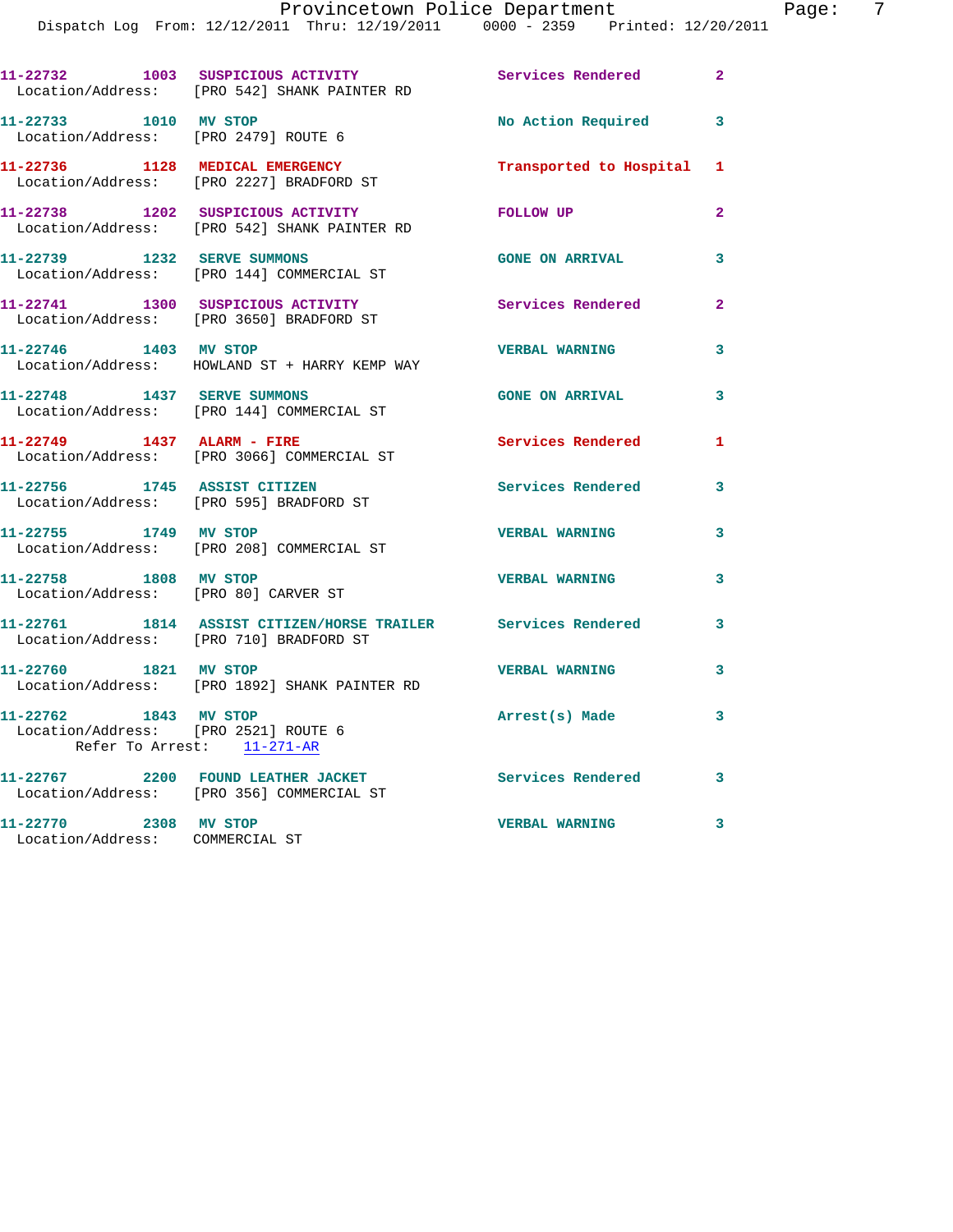11-22732 1003 SUSPICIOUS ACTIVITY Services Rendered 2
Location/Address: [PRO 542] SHANK PAINTER RD

11-22733 1010 MV STOP No Action Required 3
Location/Address: [PRO 2479] ROUTE 6

11-22736 1128 MEDICAL EMERGENCY Transported to Hospital 1
Location/Address: [PRO 2227] BRADFORD ST

11-22738 1202 SUSPICIOUS ACTIVITY FOLLOW UP 2
Location/Address: [PRO 542] SHANK PAINTER RD

11-22739 1232 SERVE SUMMONS GONE ON ARRIVAL 3
Location/Address: [PRO 144] COMMERCIAL ST

11-22741 1300 SUSPICIOUS ACTIVITY Services Rendered 2
Location/Address: [PRO 3650] BRADFORD ST

11-22746 1403 MV STOP VERBAL WARNING 3
Location/Address: HOWLAND ST + HARRY KEMP WAY

11-22748 1437 SERVE SUMMONS GONE ON ARRIVAL 3
Location/Address: [PRO 144] COMMERCIAL ST

11-22749 1437 ALARM - FIRE Services Rendered 1
Location/Address: [PRO 3066] COMMERCIAL ST

11-22756 1745 ASSIST CITIZEN Services Rendered 3
Location/Address: [PRO 595] BRADFORD ST

11-22755 1749 MV STOP VERBAL WARNING 3
Location/Address: [PRO 208] COMMERCIAL ST

11-22758 1808 MV STOP VERBAL WARNING 3
Location/Address: [PRO 80] CARVER ST

11-22761 1814 ASSIST CITIZEN/HORSE TRAILER Services Rendered 3
Location/Address: [PRO 710] BRADFORD ST

11-22760 1821 MV STOP VERBAL WARNING 3
Location/Address: [PRO 1892] SHANK PAINTER RD

11-22762 1843 MV STOP Arrest(s) Made 3
Location/Address: [PRO 2521] ROUTE 6
Refer To Arrest: 11-271-AR

11-22767 2200 FOUND LEATHER JACKET Services Rendered 3
Location/Address: [PRO 356] COMMERCIAL ST

11-22770 2308 MV STOP VERBAL WARNING 3
Location/Address: COMMERCIAL ST